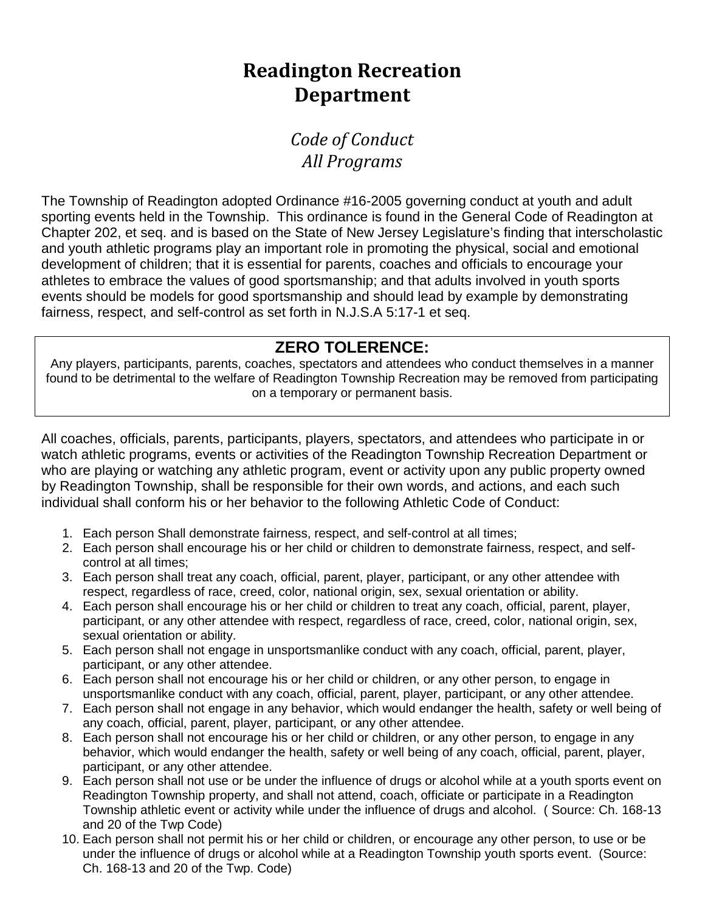# Readington Recreation Department

## *Code of Conduct All Programs*

The Township of Readington adopted Ordinance #16-2005 governing conduct at youth and adult sporting events held in the Township. This ordinance is found in the General Code of Readington at Chapter 202, et seq. and is based on the State of New Jersey Legislature's finding that interscholastic and youth athletic programs play an important role in promoting the physical, social and emotional development of children; that it is essential for parents, coaches and officials to encourage your athletes to embrace the values of good sportsmanship; and that adults involved in youth sports events should be models for good sportsmanship and should lead by example by demonstrating fairness, respect, and self-control as set forth in N.J.S.A 5:17-1 et seq.

**ZERO TOLERENCE:**

Any players, participants, parents, coaches, spectators and attendees who conduct themselves in a manner found to be detrimental to the welfare of Readington Township Recreation may be removed from participating on a temporary or permanent basis.

All coaches, officials, parents, participants, players, spectators, and attendees who participate in or watch athletic programs, events or activities of the Readington Township Recreation Department or who are playing or watching any athletic program, event or activity upon any public property owned by Readington Township, shall be responsible for their own words, and actions, and each such individual shall conform his or her behavior to the following Athletic Code of Conduct:

1. Each person Shall demonstrate fairness, respect, and self-control at all times;
2. Each person shall encourage his or her child or children to demonstrate fairness, respect, and self-control at all times;
3. Each person shall treat any coach, official, parent, player, participant, or any other attendee with respect, regardless of race, creed, color, national origin, sex, sexual orientation or ability.
4. Each person shall encourage his or her child or children to treat any coach, official, parent, player, participant, or any other attendee with respect, regardless of race, creed, color, national origin, sex, sexual orientation or ability.
5. Each person shall not engage in unsportsmanlike conduct with any coach, official, parent, player, participant, or any other attendee.
6. Each person shall not encourage his or her child or children, or any other person, to engage in unsportsmanlike conduct with any coach, official, parent, player, participant, or any other attendee.
7. Each person shall not engage in any behavior, which would endanger the health, safety or well being of any coach, official, parent, player, participant, or any other attendee.
8. Each person shall not encourage his or her child or children, or any other person, to engage in any behavior, which would endanger the health, safety or well being of any coach, official, parent, player, participant, or any other attendee.
9. Each person shall not use or be under the influence of drugs or alcohol while at a youth sports event on Readington Township property, and shall not attend, coach, officiate or participate in a Readington Township athletic event or activity while under the influence of drugs and alcohol. ( Source: Ch. 168-13 and 20 of the Twp Code)
10. Each person shall not permit his or her child or children, or encourage any other person, to use or be under the influence of drugs or alcohol while at a Readington Township youth sports event. (Source: Ch. 168-13 and 20 of the Twp. Code)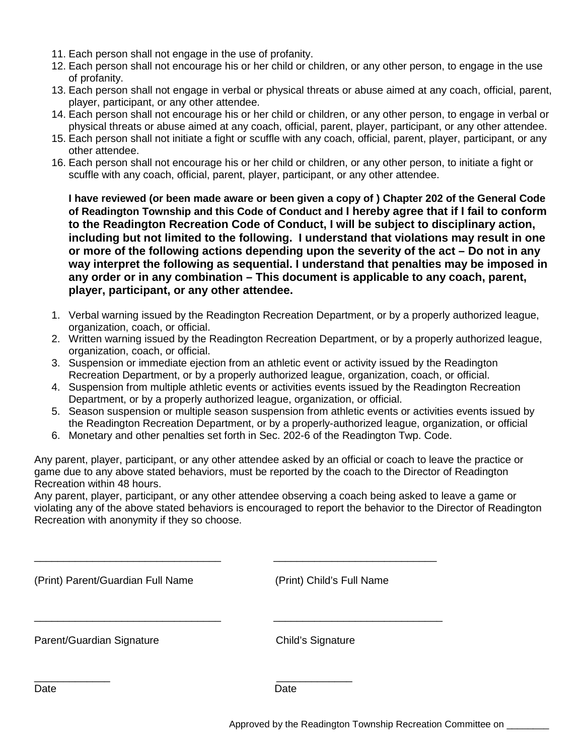11. Each person shall not engage in the use of profanity.
12. Each person shall not encourage his or her child or children, or any other person, to engage in the use of profanity.
13. Each person shall not engage in verbal or physical threats or abuse aimed at any coach, official, parent, player, participant, or any other attendee.
14. Each person shall not encourage his or her child or children, or any other person, to engage in verbal or physical threats or abuse aimed at any coach, official, parent, player, participant, or any other attendee.
15. Each person shall not initiate a fight or scuffle with any coach, official, parent, player, participant, or any other attendee.
16. Each person shall not encourage his or her child or children, or any other person, to initiate a fight or scuffle with any coach, official, parent, player, participant, or any other attendee.

**I have reviewed (or been made aware or been given a copy of ) Chapter 202 of the General Code of Readington Township and this Code of Conduct and I hereby agree that if I fail to conform to the Readington Recreation Code of Conduct, I will be subject to disciplinary action, including but not limited to the following. I understand that violations may result in one or more of the following actions depending upon the severity of the act – Do not in any way interpret the following as sequential. I understand that penalties may be imposed in any order or in any combination – This document is applicable to any coach, parent, player, participant, or any other attendee.**

1. Verbal warning issued by the Readington Recreation Department, or by a properly authorized league, organization, coach, or official.
2. Written warning issued by the Readington Recreation Department, or by a properly authorized league, organization, coach, or official.
3. Suspension or immediate ejection from an athletic event or activity issued by the Readington Recreation Department, or by a properly authorized league, organization, coach, or official.
4. Suspension from multiple athletic events or activities events issued by the Readington Recreation Department, or by a properly authorized league, organization, or official.
5. Season suspension or multiple season suspension from athletic events or activities events issued by the Readington Recreation Department, or by a properly-authorized league, organization, or official
6. Monetary and other penalties set forth in Sec. 202-6 of the Readington Twp. Code.

Any parent, player, participant, or any other attendee asked by an official or coach to leave the practice or game due to any above stated behaviors, must be reported by the coach to the Director of Readington Recreation within 48 hours.
Any parent, player, participant, or any other attendee observing a coach being asked to leave a game or violating any of the above stated behaviors is encouraged to report the behavior to the Director of Readington Recreation with anonymity if they so choose.

_________________________________ _____________________________

(Print) Parent/Guardian Full Name (Print) Child's Full Name

_________________________________ ______________________________

Parent/Guardian Signature Child's Signature

_____________ _____________
Date Date

Approved by the Readington Township Recreation Committee on ________